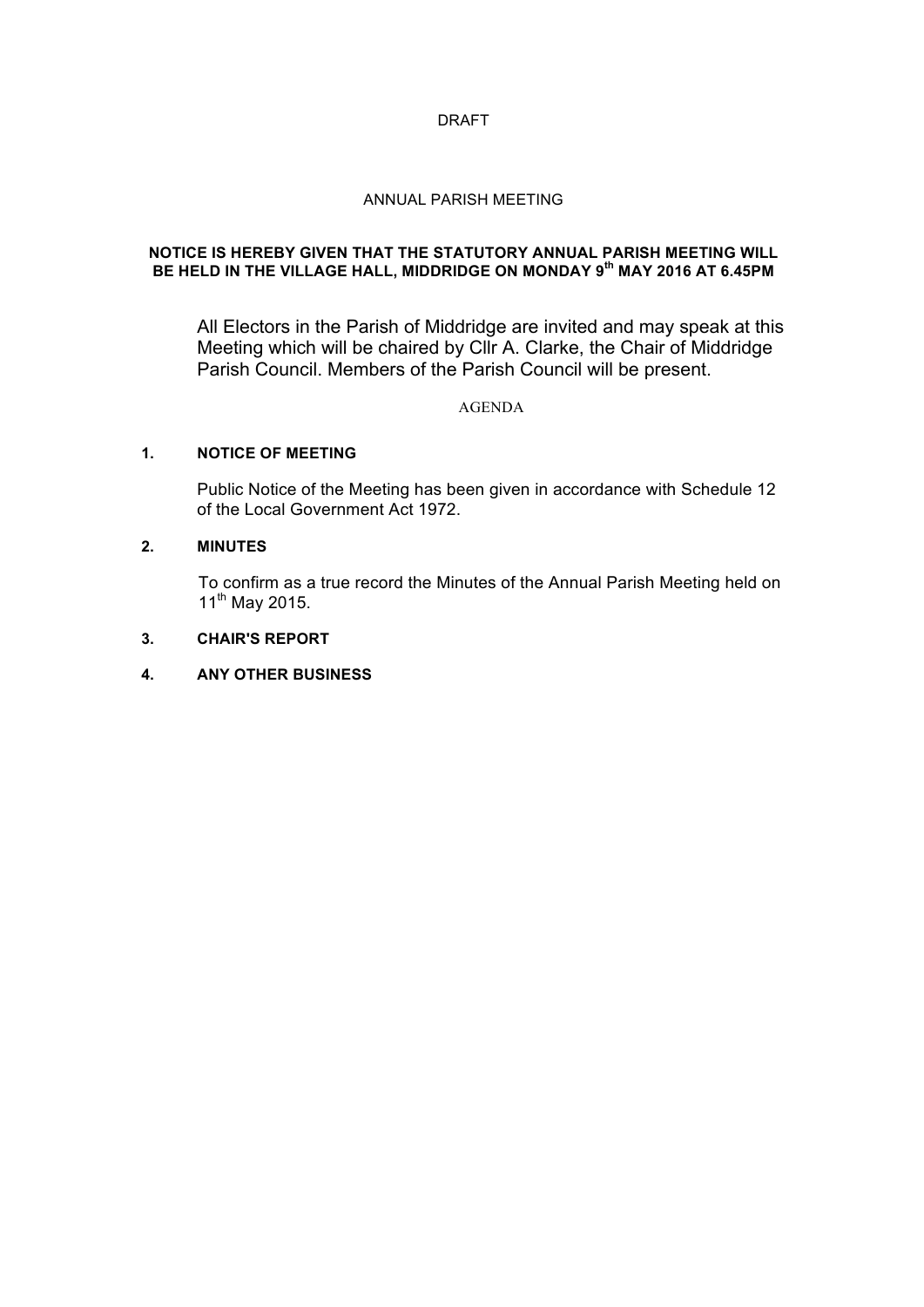DRAFT

ANNUAL PARISH MEETING

**NOTICE IS HEREBY GIVEN THAT THE STATUTORY ANNUAL PARISH MEETING WILL BE HELD IN THE VILLAGE HALL, MIDDRIDGE ON MONDAY 9th MAY 2016 AT 6.45PM**

All Electors in the Parish of Middridge are invited and may speak at this Meeting which will be chaired by Cllr A. Clarke, the Chair of Middridge Parish Council. Members of the Parish Council will be present.

AGENDA

**1. NOTICE OF MEETING**

Public Notice of the Meeting has been given in accordance with Schedule 12 of the Local Government Act 1972.

**2. MINUTES**

To confirm as a true record the Minutes of the Annual Parish Meeting held on 11th May 2015.

**3. CHAIR'S REPORT**

**4. ANY OTHER BUSINESS**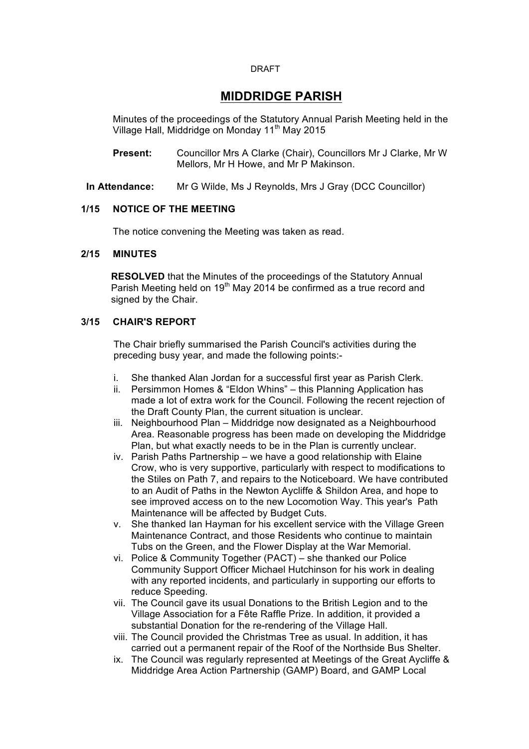DRAFT

# MIDDRIDGE PARISH

Minutes of the proceedings of the Statutory Annual Parish Meeting held in the Village Hall, Middridge on Monday 11th May 2015

**Present:** Councillor Mrs A Clarke (Chair), Councillors Mr J Clarke, Mr W Mellors, Mr H Howe, and Mr P Makinson.

**In Attendance:** Mr G Wilde, Ms J Reynolds, Mrs J Gray (DCC Councillor)

### 1/15 NOTICE OF THE MEETING

The notice convening the Meeting was taken as read.

### 2/15 MINUTES

**RESOLVED** that the Minutes of the proceedings of the Statutory Annual Parish Meeting held on 19th May 2014 be confirmed as a true record and signed by the Chair.

### 3/15 CHAIR'S REPORT

The Chair briefly summarised the Parish Council's activities during the preceding busy year, and made the following points:-

i. She thanked Alan Jordan for a successful first year as Parish Clerk.
ii. Persimmon Homes & "Eldon Whins" – this Planning Application has made a lot of extra work for the Council. Following the recent rejection of the Draft County Plan, the current situation is unclear.
iii. Neighbourhood Plan – Middridge now designated as a Neighbourhood Area. Reasonable progress has been made on developing the Middridge Plan, but what exactly needs to be in the Plan is currently unclear.
iv. Parish Paths Partnership – we have a good relationship with Elaine Crow, who is very supportive, particularly with respect to modifications to the Stiles on Path 7, and repairs to the Noticeboard. We have contributed to an Audit of Paths in the Newton Aycliffe & Shildon Area, and hope to see improved access on to the new Locomotion Way. This year's Path Maintenance will be affected by Budget Cuts.
v. She thanked Ian Hayman for his excellent service with the Village Green Maintenance Contract, and those Residents who continue to maintain Tubs on the Green, and the Flower Display at the War Memorial.
vi. Police & Community Together (PACT) – she thanked our Police Community Support Officer Michael Hutchinson for his work in dealing with any reported incidents, and particularly in supporting our efforts to reduce Speeding.
vii. The Council gave its usual Donations to the British Legion and to the Village Association for a Fête Raffle Prize. In addition, it provided a substantial Donation for the re-rendering of the Village Hall.
viii. The Council provided the Christmas Tree as usual. In addition, it has carried out a permanent repair of the Roof of the Northside Bus Shelter.
ix. The Council was regularly represented at Meetings of the Great Aycliffe & Middridge Area Action Partnership (GAMP) Board, and GAMP Local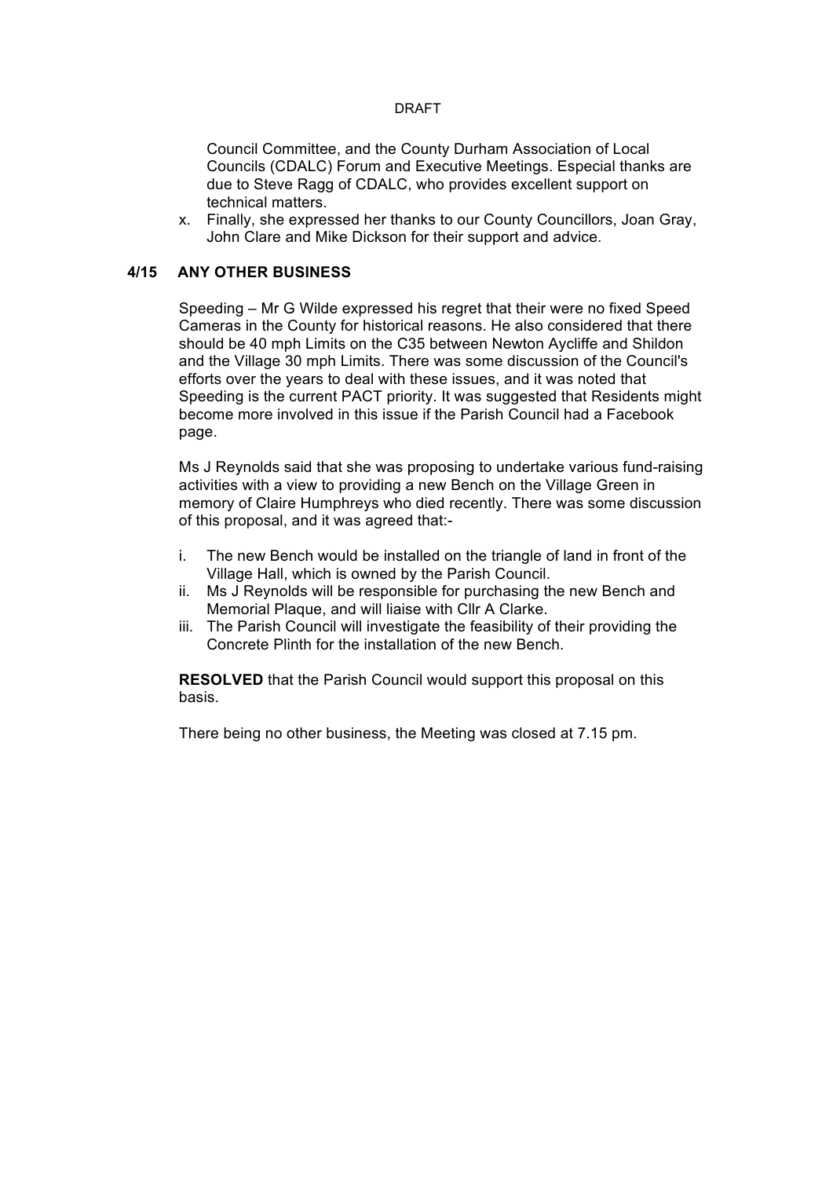Council Committee, and the County Durham Association of Local Councils (CDALC) Forum and Executive Meetings. Especial thanks are due to Steve Ragg of CDALC, who provides excellent support on technical matters.

x. Finally, she expressed her thanks to our County Councillors, Joan Gray, John Clare and Mike Dickson for their support and advice.

## 4/15 ANY OTHER BUSINESS

Speeding – Mr G Wilde expressed his regret that their were no fixed Speed Cameras in the County for historical reasons. He also considered that there should be 40 mph Limits on the C35 between Newton Aycliffe and Shildon and the Village 30 mph Limits. There was some discussion of the Council's efforts over the years to deal with these issues, and it was noted that Speeding is the current PACT priority. It was suggested that Residents might become more involved in this issue if the Parish Council had a Facebook page.

Ms J Reynolds said that she was proposing to undertake various fund-raising activities with a view to providing a new Bench on the Village Green in memory of Claire Humphreys who died recently. There was some discussion of this proposal, and it was agreed that:-

i. The new Bench would be installed on the triangle of land in front of the Village Hall, which is owned by the Parish Council.
ii. Ms J Reynolds will be responsible for purchasing the new Bench and Memorial Plaque, and will liaise with Cllr A Clarke.
iii. The Parish Council will investigate the feasibility of their providing the Concrete Plinth for the installation of the new Bench.

**RESOLVED** that the Parish Council would support this proposal on this basis.

There being no other business, the Meeting was closed at 7.15 pm.